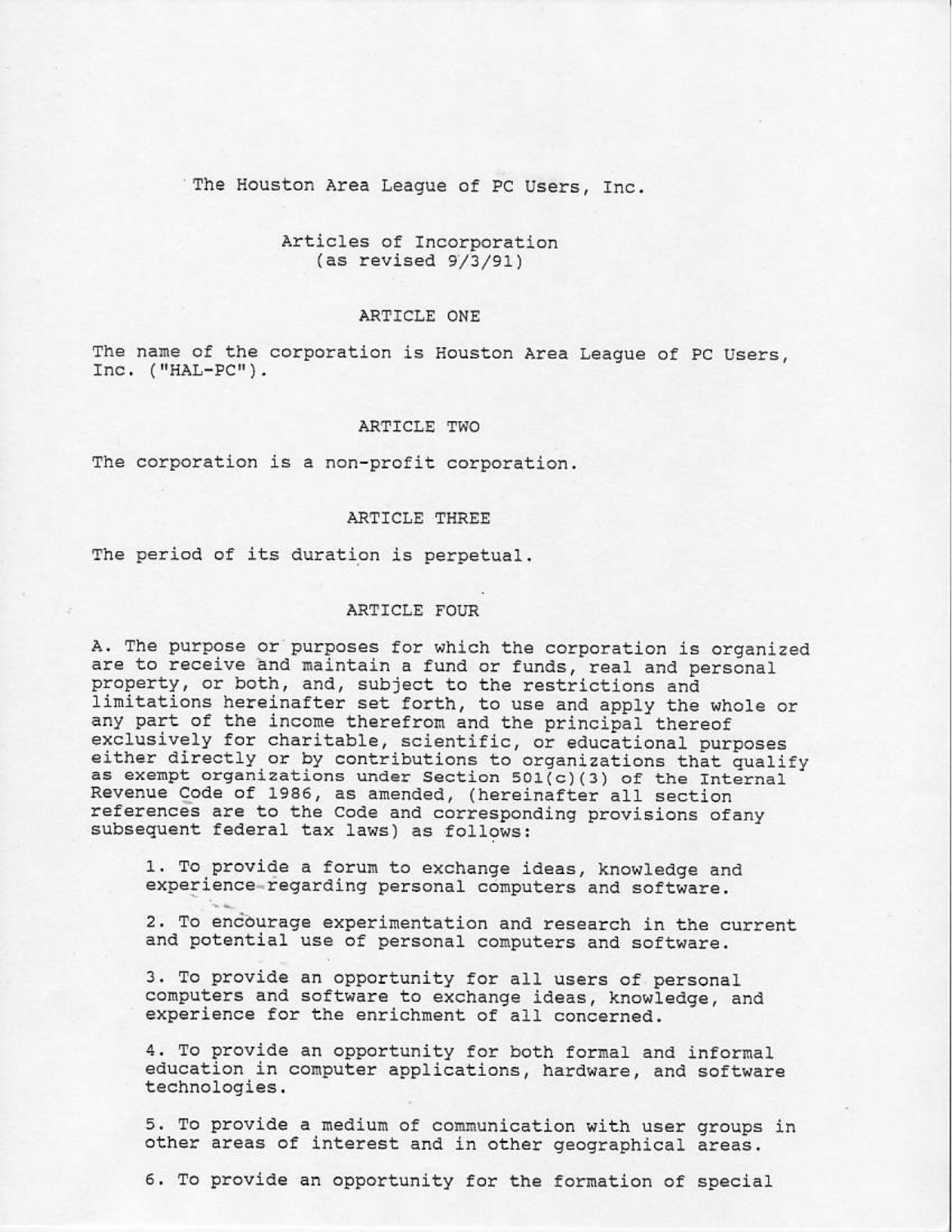# The Houston Area League of PC Users, Inc.

## Articles of Incorporation
(as revised 9/3/91)

### ARTICLE ONE

The name of the corporation is Houston Area League of PC Users, Inc. ("HAL-PC").

### ARTICLE TWO

The corporation is a non-profit corporation.

### ARTICLE THREE

The period of its duration is perpetual.

### ARTICLE FOUR

A. The purpose or purposes for which the corporation is organized are to receive and maintain a fund or funds, real and personal property, or both, and, subject to the restrictions and limitations hereinafter set forth, to use and apply the whole or any part of the income therefrom and the principal thereof exclusively for charitable, scientific, or educational purposes either directly or by contributions to organizations that qualify as exempt organizations under Section 501(c)(3) of the Internal Revenue Code of 1986, as amended, (hereinafter all section references are to the Code and corresponding provisions ofany subsequent federal tax laws) as follows:

1. To provide a forum to exchange ideas, knowledge and experience regarding personal computers and software.

2. To encourage experimentation and research in the current and potential use of personal computers and software.

3. To provide an opportunity for all users of personal computers and software to exchange ideas, knowledge, and experience for the enrichment of all concerned.

4. To provide an opportunity for both formal and informal education in computer applications, hardware, and software technologies.

5. To provide a medium of communication with user groups in other areas of interest and in other geographical areas.

6. To provide an opportunity for the formation of special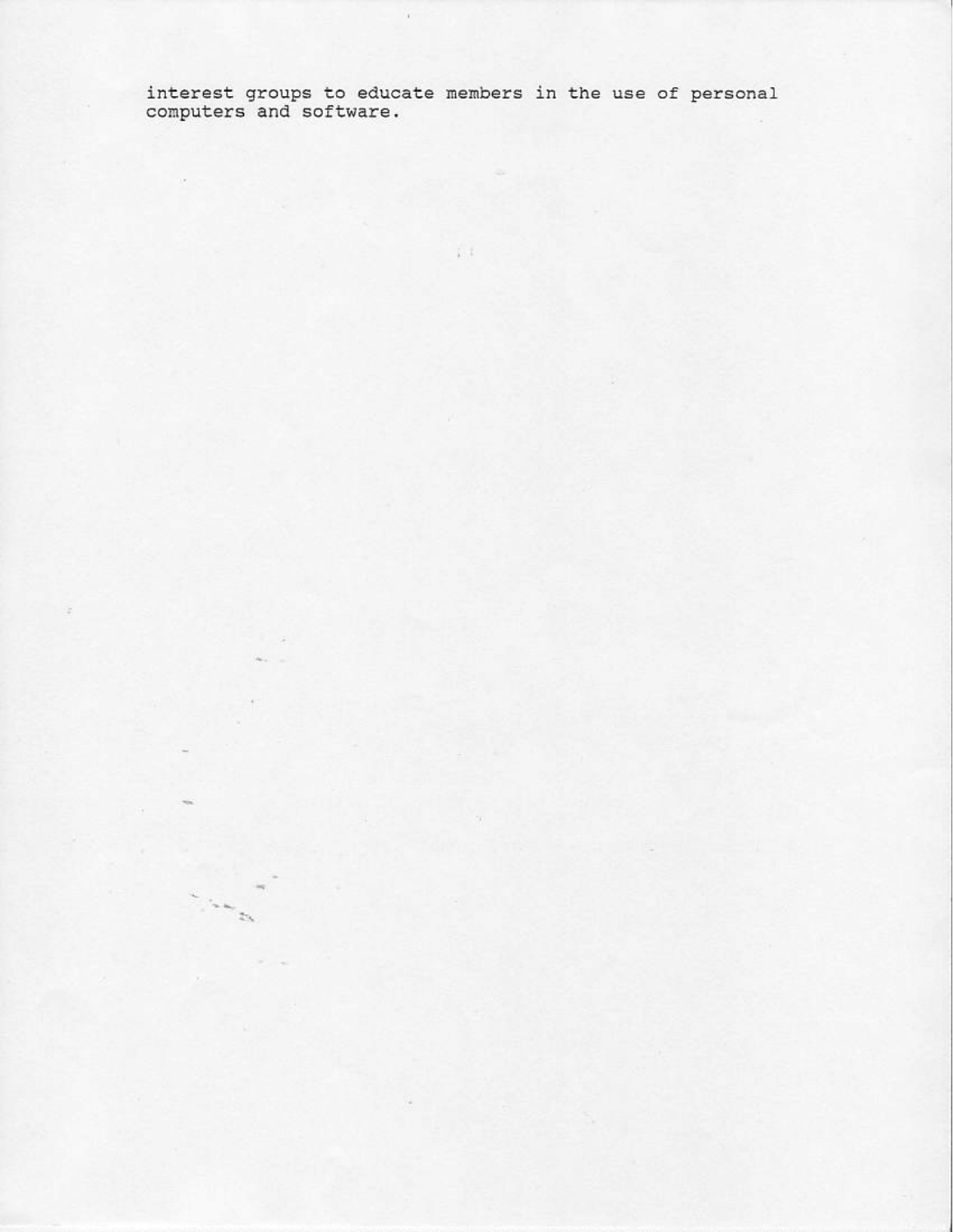interest groups to educate members in the use of personal computers and software.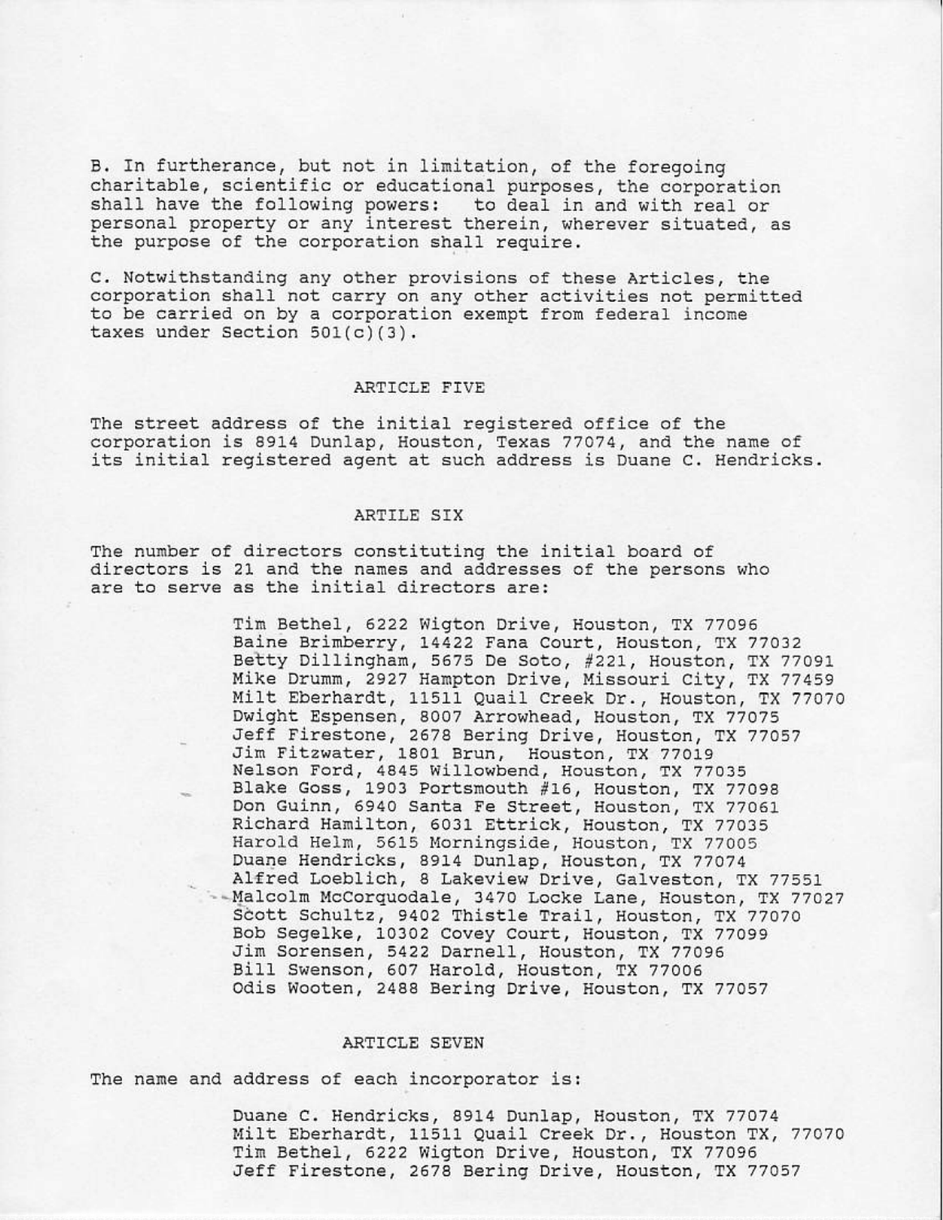B. In furtherance, but not in limitation, of the foregoing charitable, scientific or educational purposes, the corporation shall have the following powers: to deal in and with real or personal property or any interest therein, wherever situated, as the purpose of the corporation shall require.

C. Notwithstanding any other provisions of these Articles, the corporation shall not carry on any other activities not permitted to be carried on by a corporation exempt from federal income taxes under Section 501(c)(3).

## ARTICLE FIVE

The street address of the initial registered office of the corporation is 8914 Dunlap, Houston, Texas 77074, and the name of its initial registered agent at such address is Duane C. Hendricks.

## ARTILE SIX

The number of directors constituting the initial board of directors is 21 and the names and addresses of the persons who are to serve as the initial directors are:

Tim Bethel, 6222 Wigton Drive, Houston, TX 77096
Baine Brimberry, 14422 Fana Court, Houston, TX 77032
Betty Dillingham, 5675 De Soto, #221, Houston, TX 77091
Mike Drumm, 2927 Hampton Drive, Missouri City, TX 77459
Milt Eberhardt, 11511 Quail Creek Dr., Houston, TX 77070
Dwight Espensen, 8007 Arrowhead, Houston, TX 77075
Jeff Firestone, 2678 Bering Drive, Houston, TX 77057
Jim Fitzwater, 1801 Brun, Houston, TX 77019
Nelson Ford, 4845 Willowbend, Houston, TX 77035
Blake Goss, 1903 Portsmouth #16, Houston, TX 77098
Don Guinn, 6940 Santa Fe Street, Houston, TX 77061
Richard Hamilton, 6031 Ettrick, Houston, TX 77035
Harold Helm, 5615 Morningside, Houston, TX 77005
Duane Hendricks, 8914 Dunlap, Houston, TX 77074
Alfred Loeblich, 8 Lakeview Drive, Galveston, TX 77551
Malcolm McCorquodale, 3470 Locke Lane, Houston, TX 77027
Scott Schultz, 9402 Thistle Trail, Houston, TX 77070
Bob Segelke, 10302 Covey Court, Houston, TX 77099
Jim Sorensen, 5422 Darnell, Houston, TX 77096
Bill Swenson, 607 Harold, Houston, TX 77006
Odis Wooten, 2488 Bering Drive, Houston, TX 77057

## ARTICLE SEVEN

The name and address of each incorporator is:

Duane C. Hendricks, 8914 Dunlap, Houston, TX 77074
Milt Eberhardt, 11511 Quail Creek Dr., Houston TX, 77070
Tim Bethel, 6222 Wigton Drive, Houston, TX 77096
Jeff Firestone, 2678 Bering Drive, Houston, TX 77057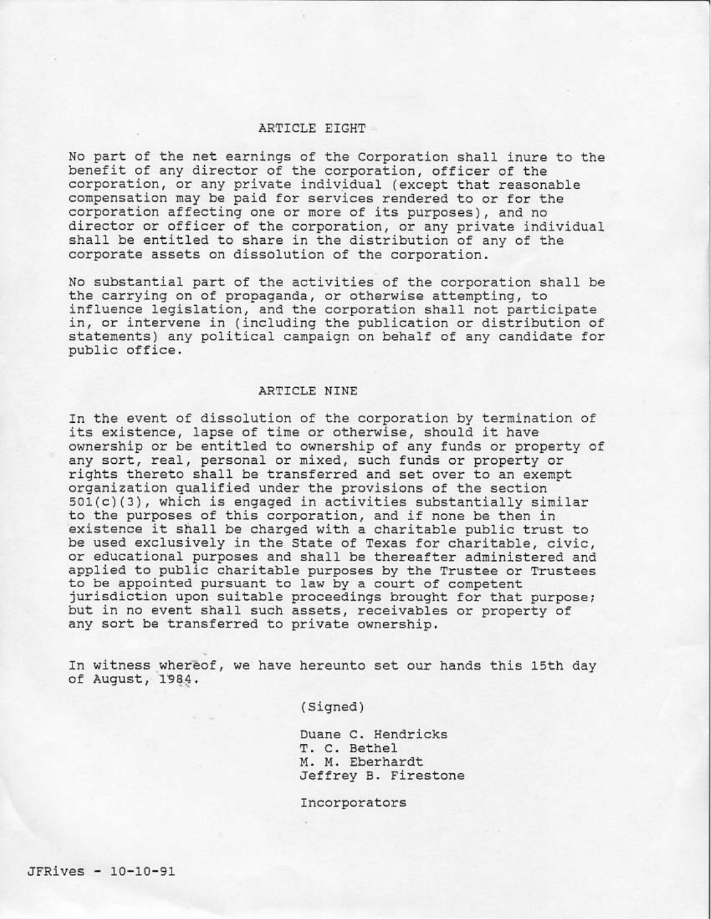## ARTICLE EIGHT

No part of the net earnings of the Corporation shall inure to the benefit of any director of the corporation, officer of the corporation, or any private individual (except that reasonable compensation may be paid for services rendered to or for the corporation affecting one or more of its purposes), and no director or officer of the corporation, or any private individual shall be entitled to share in the distribution of any of the corporate assets on dissolution of the corporation.

No substantial part of the activities of the corporation shall be the carrying on of propaganda, or otherwise attempting, to influence legislation, and the corporation shall not participate in, or intervene in (including the publication or distribution of statements) any political campaign on behalf of any candidate for public office.

## ARTICLE NINE

In the event of dissolution of the corporation by termination of its existence, lapse of time or otherwise, should it have ownership or be entitled to ownership of any funds or property of any sort, real, personal or mixed, such funds or property or rights thereto shall be transferred and set over to an exempt organization qualified under the provisions of the section 501(c)(3), which is engaged in activities substantially similar to the purposes of this corporation, and if none be then in existence it shall be charged with a charitable public trust to be used exclusively in the State of Texas for charitable, civic, or educational purposes and shall be thereafter administered and applied to public charitable purposes by the Trustee or Trustees to be appointed pursuant to law by a court of competent jurisdiction upon suitable proceedings brought for that purpose; but in no event shall such assets, receivables or property of any sort be transferred to private ownership.

In witness whereof, we have hereunto set our hands this 15th day of August, 1984.

(Signed)

Duane C. Hendricks
T. C. Bethel
M. M. Eberhardt
Jeffrey B. Firestone

Incorporators

JFRives - 10-10-91